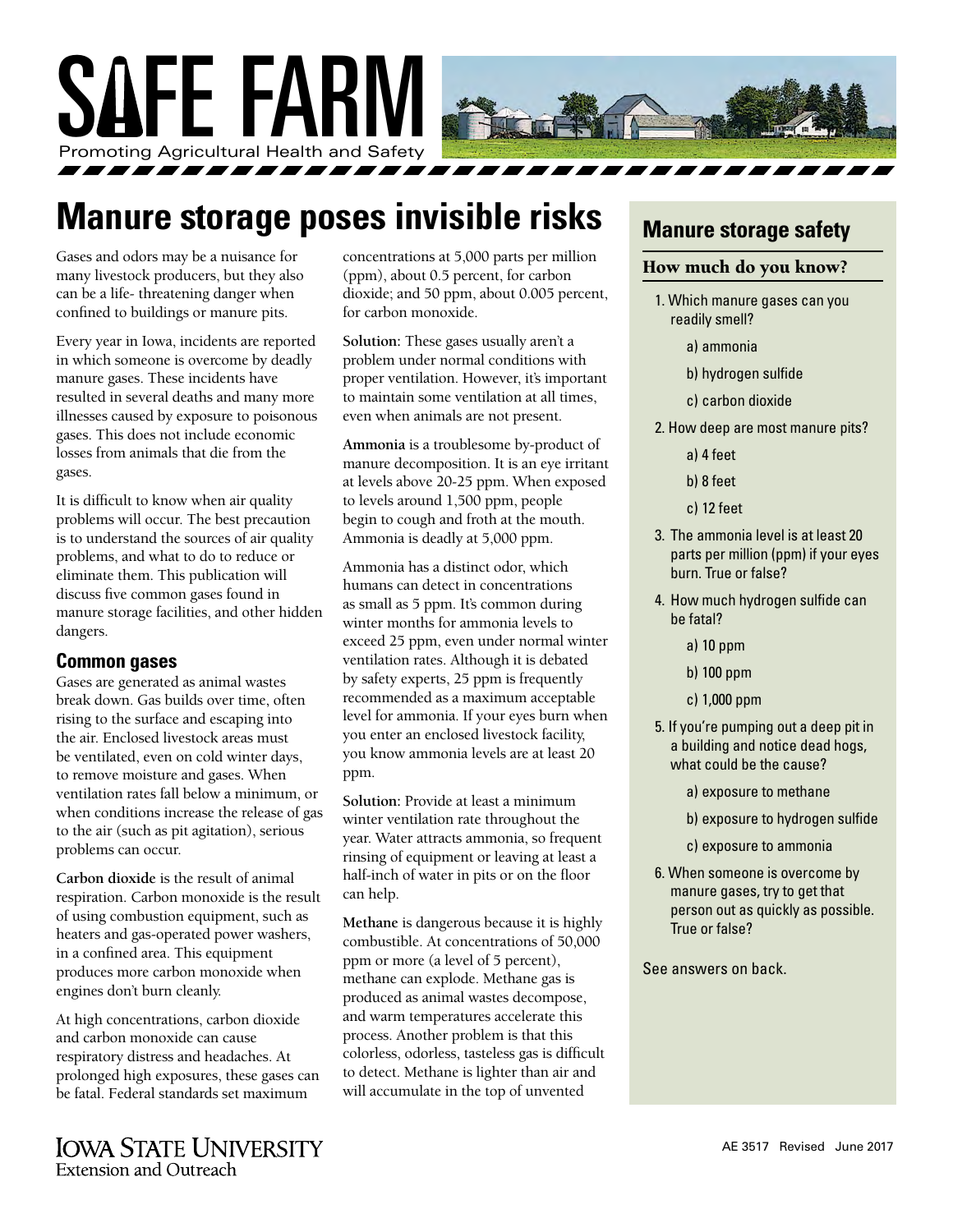# SAFE FARM

Promoting Agricultural Health and Safety

# Manure storage poses invisible risks

Gases and odors may be a nuisance for many livestock producers, but they also can be a life- threatening danger when confined to buildings or manure pits.

Every year in Iowa, incidents are reported in which someone is overcome by deadly manure gases. These incidents have resulted in several deaths and many more illnesses caused by exposure to poisonous gases. This does not include economic losses from animals that die from the gases.

It is difficult to know when air quality problems will occur. The best precaution is to understand the sources of air quality problems, and what to do to reduce or eliminate them. This publication will discuss five common gases found in manure storage facilities, and other hidden dangers.

## Common gases

Gases are generated as animal wastes break down. Gas builds over time, often rising to the surface and escaping into the air. Enclosed livestock areas must be ventilated, even on cold winter days, to remove moisture and gases. When ventilation rates fall below a minimum, or when conditions increase the release of gas to the air (such as pit agitation), serious problems can occur.

**Carbon dioxide** is the result of animal respiration. Carbon monoxide is the result of using combustion equipment, such as heaters and gas-operated power washers, in a confined area. This equipment produces more carbon monoxide when engines don't burn cleanly.

At high concentrations, carbon dioxide and carbon monoxide can cause respiratory distress and headaches. At prolonged high exposures, these gases can be fatal. Federal standards set maximum concentrations at 5,000 parts per million (ppm), about 0.5 percent, for carbon dioxide; and 50 ppm, about 0.005 percent, for carbon monoxide.

**Solution:** These gases usually aren't a problem under normal conditions with proper ventilation. However, it's important to maintain some ventilation at all times, even when animals are not present.

**Ammonia** is a troublesome by-product of manure decomposition. It is an eye irritant at levels above 20-25 ppm. When exposed to levels around 1,500 ppm, people begin to cough and froth at the mouth. Ammonia is deadly at 5,000 ppm.

Ammonia has a distinct odor, which humans can detect in concentrations as small as 5 ppm. It's common during winter months for ammonia levels to exceed 25 ppm, even under normal winter ventilation rates. Although it is debated by safety experts, 25 ppm is frequently recommended as a maximum acceptable level for ammonia. If your eyes burn when you enter an enclosed livestock facility, you know ammonia levels are at least 20 ppm.

**Solution:** Provide at least a minimum winter ventilation rate throughout the year. Water attracts ammonia, so frequent rinsing of equipment or leaving at least a half-inch of water in pits or on the floor can help.

**Methane** is dangerous because it is highly combustible. At concentrations of 50,000 ppm or more (a level of 5 percent), methane can explode. Methane gas is produced as animal wastes decompose, and warm temperatures accelerate this process. Another problem is that this colorless, odorless, tasteless gas is difficult to detect. Methane is lighter than air and will accumulate in the top of unvented

## Manure storage safety

### How much do you know?

1. Which manure gases can you readily smell?
   - a) ammonia
   - b) hydrogen sulfide
   - c) carbon dioxide
2. How deep are most manure pits?
   - a) 4 feet
   - b) 8 feet
   - c) 12 feet
3. The ammonia level is at least 20 parts per million (ppm) if your eyes burn. True or false?
4. How much hydrogen sulfide can be fatal?
   - a) 10 ppm
   - b) 100 ppm
   - c) 1,000 ppm
5. If you're pumping out a deep pit in a building and notice dead hogs, what could be the cause?
   - a) exposure to methane
   - b) exposure to hydrogen sulfide
   - c) exposure to ammonia
6. When someone is overcome by manure gases, try to get that person out as quickly as possible. True or false?

See answers on back.

Iowa State University Extension and Outreach

AE 3517 Revised June 2017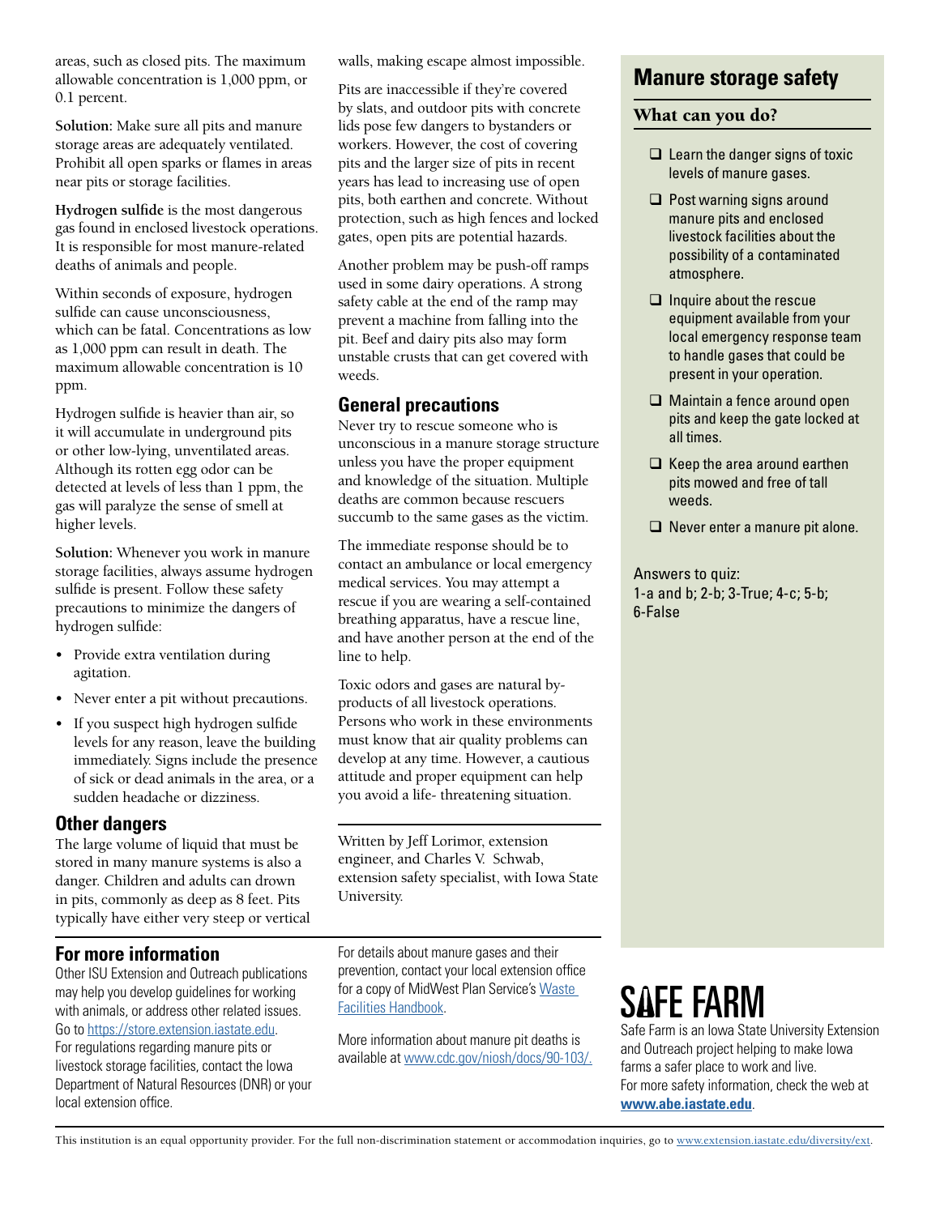areas, such as closed pits. The maximum allowable concentration is 1,000 ppm, or 0.1 percent.

**Solution:** Make sure all pits and manure storage areas are adequately ventilated. Prohibit all open sparks or flames in areas near pits or storage facilities.

**Hydrogen sulfide** is the most dangerous gas found in enclosed livestock operations. It is responsible for most manure-related deaths of animals and people.

Within seconds of exposure, hydrogen sulfide can cause unconsciousness, which can be fatal. Concentrations as low as 1,000 ppm can result in death. The maximum allowable concentration is 10 ppm.

Hydrogen sulfide is heavier than air, so it will accumulate in underground pits or other low-lying, unventilated areas. Although its rotten egg odor can be detected at levels of less than 1 ppm, the gas will paralyze the sense of smell at higher levels.

**Solution:** Whenever you work in manure storage facilities, always assume hydrogen sulfide is present. Follow these safety precautions to minimize the dangers of hydrogen sulfide:

- Provide extra ventilation during agitation.
- Never enter a pit without precautions.
- If you suspect high hydrogen sulfide levels for any reason, leave the building immediately. Signs include the presence of sick or dead animals in the area, or a sudden headache or dizziness.

## Other dangers

The large volume of liquid that must be stored in many manure systems is also a danger. Children and adults can drown in pits, commonly as deep as 8 feet. Pits typically have either very steep or vertical walls, making escape almost impossible.

Pits are inaccessible if they're covered by slats, and outdoor pits with concrete lids pose few dangers to bystanders or workers. However, the cost of covering pits and the larger size of pits in recent years has lead to increasing use of open pits, both earthen and concrete. Without protection, such as high fences and locked gates, open pits are potential hazards.

Another problem may be push-off ramps used in some dairy operations. A strong safety cable at the end of the ramp may prevent a machine from falling into the pit. Beef and dairy pits also may form unstable crusts that can get covered with weeds.

## General precautions

Never try to rescue someone who is unconscious in a manure storage structure unless you have the proper equipment and knowledge of the situation. Multiple deaths are common because rescuers succumb to the same gases as the victim.

The immediate response should be to contact an ambulance or local emergency medical services. You may attempt a rescue if you are wearing a self-contained breathing apparatus, have a rescue line, and have another person at the end of the line to help.

Toxic odors and gases are natural by-products of all livestock operations. Persons who work in these environments must know that air quality problems can develop at any time. However, a cautious attitude and proper equipment can help you avoid a life- threatening situation.

Written by Jeff Lorimor, extension engineer, and Charles V. Schwab, extension safety specialist, with Iowa State University.

## Manure storage safety

### What can you do?

- ❑ Learn the danger signs of toxic levels of manure gases.
- ❑ Post warning signs around manure pits and enclosed livestock facilities about the possibility of a contaminated atmosphere.
- ❑ Inquire about the rescue equipment available from your local emergency response team to handle gases that could be present in your operation.
- ❑ Maintain a fence around open pits and keep the gate locked at all times.
- ❑ Keep the area around earthen pits mowed and free of tall weeds.
- ❑ Never enter a manure pit alone.

Answers to quiz:
1-a and b; 2-b; 3-True; 4-c; 5-b; 6-False

## For more information

Other ISU Extension and Outreach publications may help you develop guidelines for working with animals, or address other related issues. Go to https://store.extension.iastate.edu. For regulations regarding manure pits or livestock storage facilities, contact the Iowa Department of Natural Resources (DNR) or your local extension office.

For details about manure gases and their prevention, contact your local extension office for a copy of MidWest Plan Service's Waste Facilities Handbook.

More information about manure pit deaths is available at www.cdc.gov/niosh/docs/90-103/.

## SAFE FARM

Safe Farm is an Iowa State University Extension and Outreach project helping to make Iowa farms a safer place to work and live. For more safety information, check the web at **www.abe.iastate.edu**.

This institution is an equal opportunity provider. For the full non-discrimination statement or accommodation inquiries, go to www.extension.iastate.edu/diversity/ext.